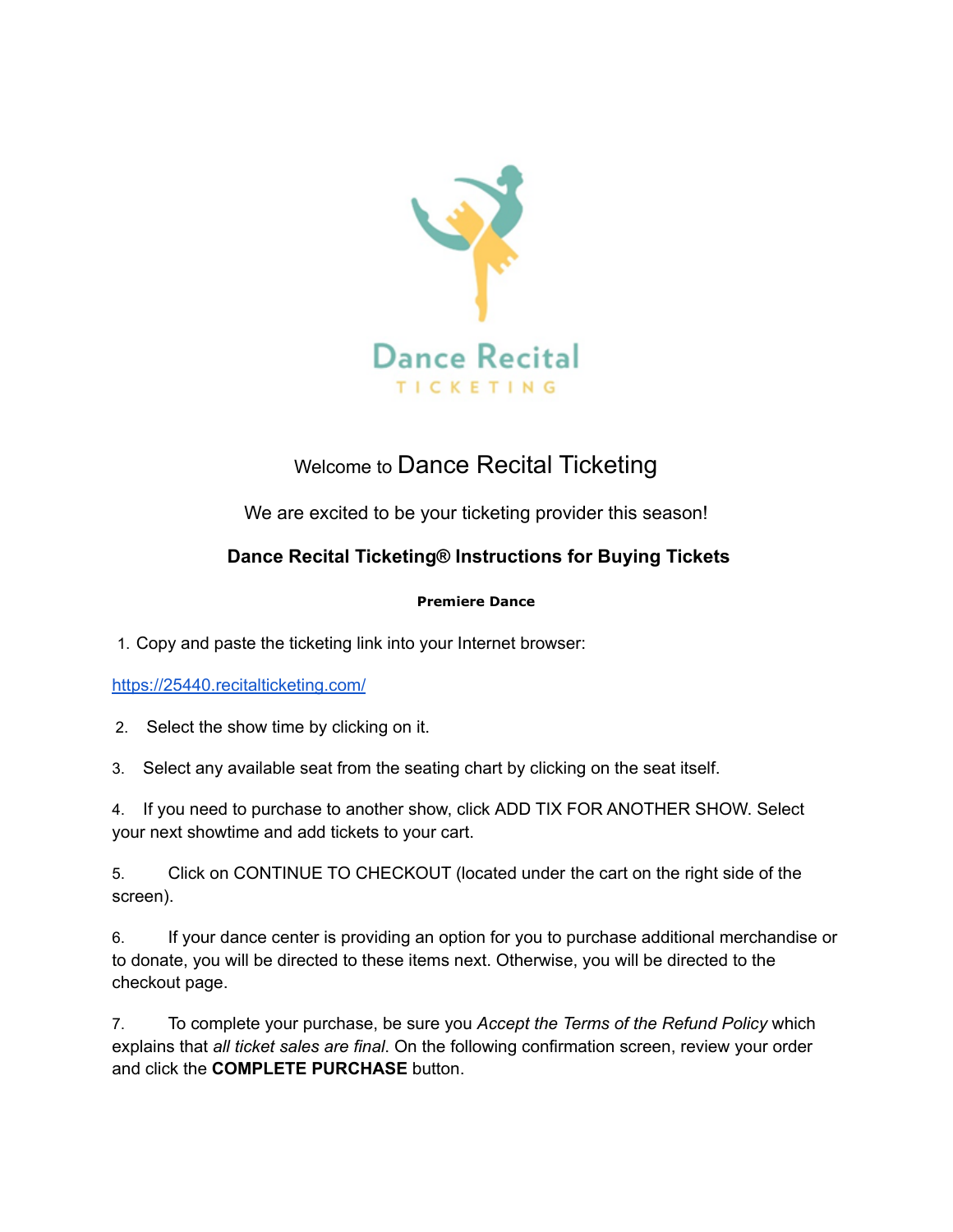Dance Recital
TICKETING

Welcome to Dance Recital Ticketing

We are excited to be your ticketing provider this season!

## Dance Recital Ticketing® Instructions for Buying Tickets

**Premiere Dance**

1. Copy and paste the ticketing link into your Internet browser:

https://25440.recitalticketing.com/

2. Select the show time by clicking on it.

3. Select any available seat from the seating chart by clicking on the seat itself.

4. If you need to purchase to another show, click ADD TIX FOR ANOTHER SHOW. Select your next showtime and add tickets to your cart.

5. Click on CONTINUE TO CHECKOUT (located under the cart on the right side of the screen).

6. If your dance center is providing an option for you to purchase additional merchandise or to donate, you will be directed to these items next. Otherwise, you will be directed to the checkout page.

7. To complete your purchase, be sure you *Accept the Terms of the Refund Policy* which explains that *all ticket sales are final*. On the following confirmation screen, review your order and click the **COMPLETE PURCHASE** button.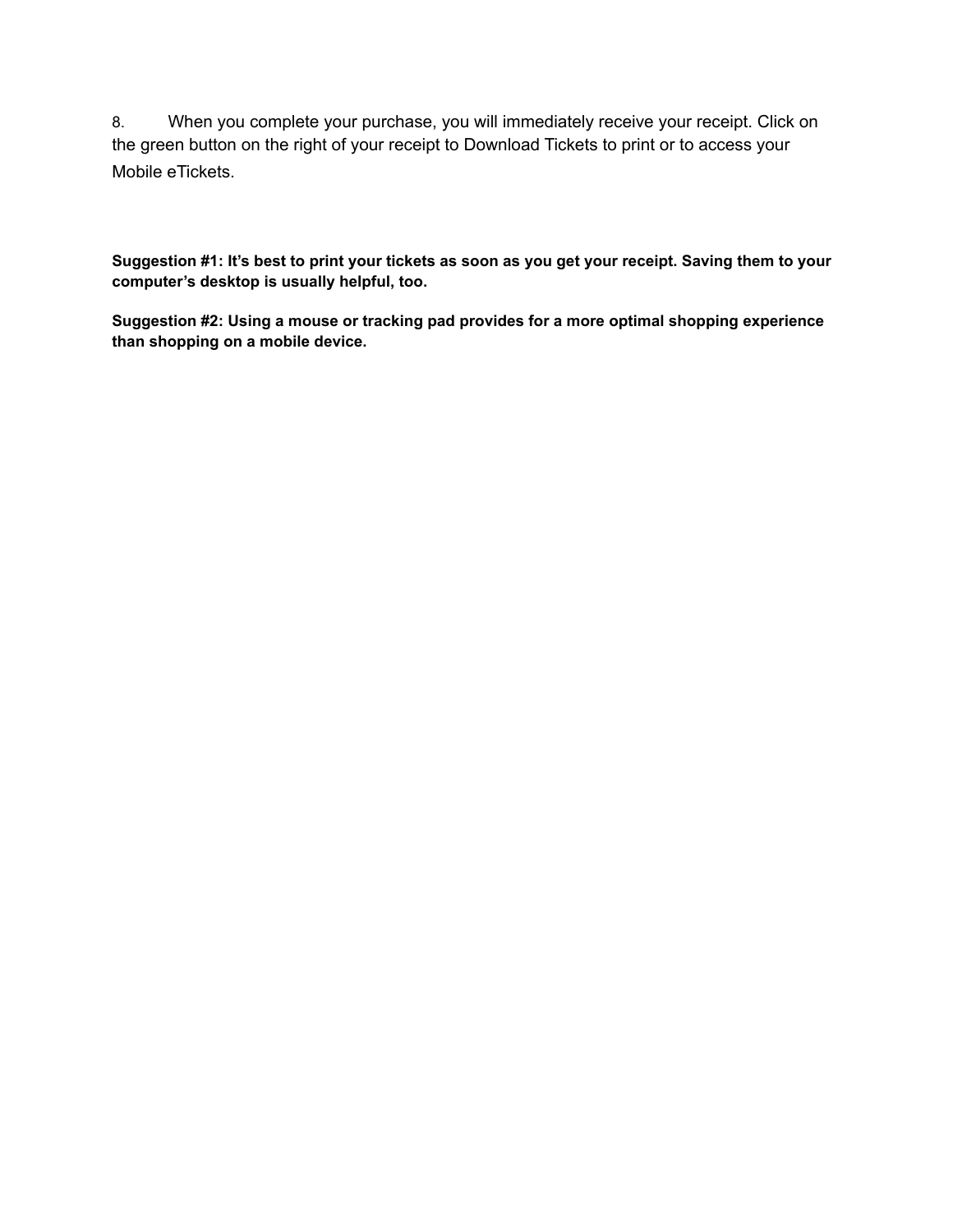8. When you complete your purchase, you will immediately receive your receipt. Click on the green button on the right of your receipt to Download Tickets to print or to access your Mobile eTickets.

**Suggestion #1: It's best to print your tickets as soon as you get your receipt. Saving them to your computer's desktop is usually helpful, too.**

**Suggestion #2: Using a mouse or tracking pad provides for a more optimal shopping experience than shopping on a mobile device.**